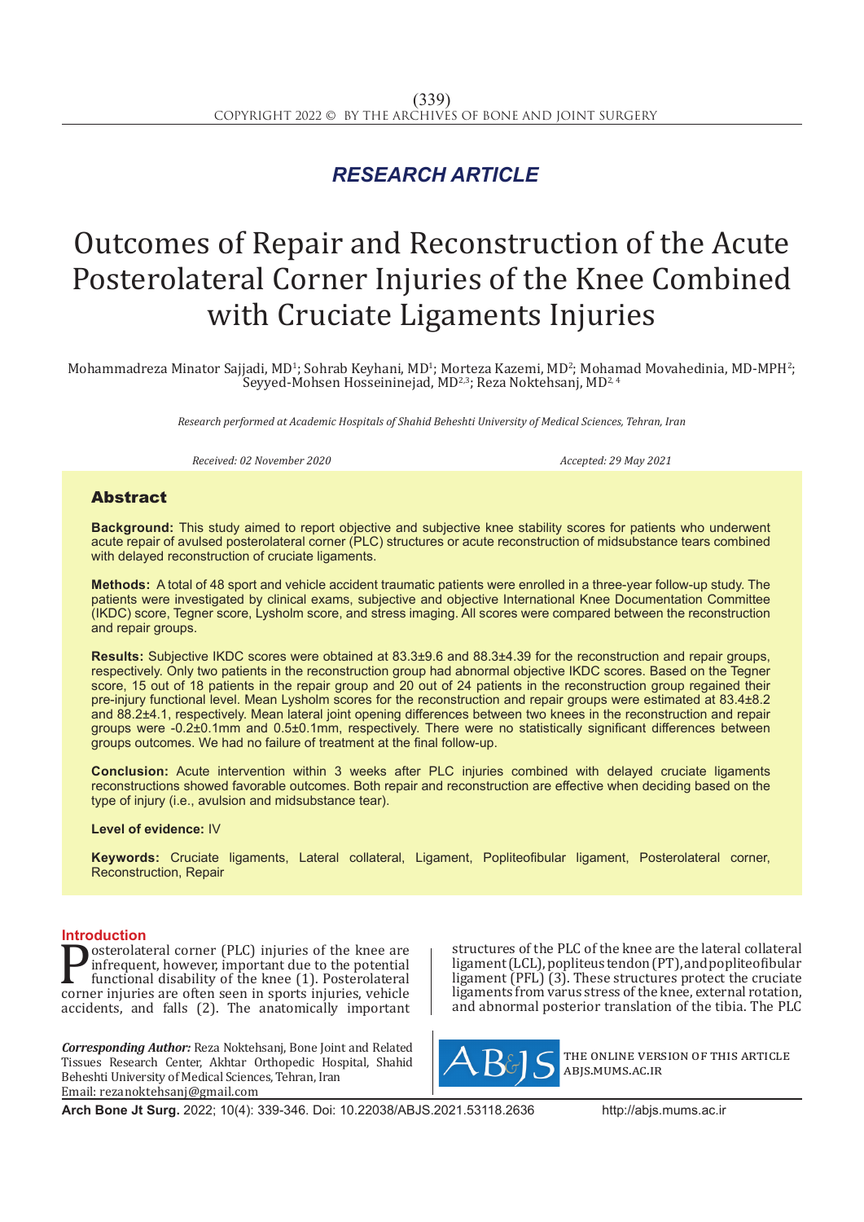*RESEARCH ARTICLE*

# Outcomes of Repair and Reconstruction of the Acute Posterolateral Corner Injuries of the Knee Combined with Cruciate Ligaments Injuries

Mohammadreza Minator Sajjadi, MD[1]; Sohrab Keyhani, MD[1]; Morteza Kazemi, MD[2]; Mohamad Movahedinia, MD-MPH[2]; Seyyed-Mohsen Hosseininejad, MD[2,3]; Reza Noktehsanj, MD[2,4]

*Research performed at Academic Hospitals of Shahid Beheshti University of Medical Sciences, Tehran, Iran*

*Received: 02 November 2020* *Accepted: 29 May 2021*

## Abstract

**Background:** This study aimed to report objective and subjective knee stability scores for patients who underwent acute repair of avulsed posterolateral corner (PLC) structures or acute reconstruction of midsubstance tears combined with delayed reconstruction of cruciate ligaments.

**Methods:** A total of 48 sport and vehicle accident traumatic patients were enrolled in a three-year follow-up study. The patients were investigated by clinical exams, subjective and objective International Knee Documentation Committee (IKDC) score, Tegner score, Lysholm score, and stress imaging. All scores were compared between the reconstruction and repair groups.

**Results:** Subjective IKDC scores were obtained at 83.3±9.6 and 88.3±4.39 for the reconstruction and repair groups, respectively. Only two patients in the reconstruction group had abnormal objective IKDC scores. Based on the Tegner score, 15 out of 18 patients in the repair group and 20 out of 24 patients in the reconstruction group regained their pre-injury functional level. Mean Lysholm scores for the reconstruction and repair groups were estimated at 83.4±8.2 and 88.2±4.1, respectively. Mean lateral joint opening differences between two knees in the reconstruction and repair groups were -0.2±0.1mm and 0.5±0.1mm, respectively. There were no statistically significant differences between groups outcomes. We had no failure of treatment at the final follow-up.

**Conclusion:** Acute intervention within 3 weeks after PLC injuries combined with delayed cruciate ligaments reconstructions showed favorable outcomes. Both repair and reconstruction are effective when deciding based on the type of injury (i.e., avulsion and midsubstance tear).

**Level of evidence:** IV

**Keywords:** Cruciate ligaments, Lateral collateral, Ligament, Popliteofibular ligament, Posterolateral corner, Reconstruction, Repair

## Introduction

Posterolateral corner (PLC) injuries of the knee are infrequent, however, important due to the potential functional disability of the knee (1). Posterolateral corner injuries are often seen in sports injuries, vehicle accidents, and falls (2). The anatomically important structures of the PLC of the knee are the lateral collateral ligament (LCL), popliteus tendon (PT), and popliteofibular ligament (PFL) (3). These structures protect the cruciate ligaments from varus stress of the knee, external rotation, and abnormal posterior translation of the tibia. The PLC

***Corresponding Author:*** Reza Noktehsanj, Bone Joint and Related Tissues Research Center, Akhtar Orthopedic Hospital, Shahid Beheshti University of Medical Sciences, Tehran, Iran
Email: rezanoktehsanj@gmail.com

THE ONLINE VERSION OF THIS ARTICLE ABJS.MUMS.AC.IR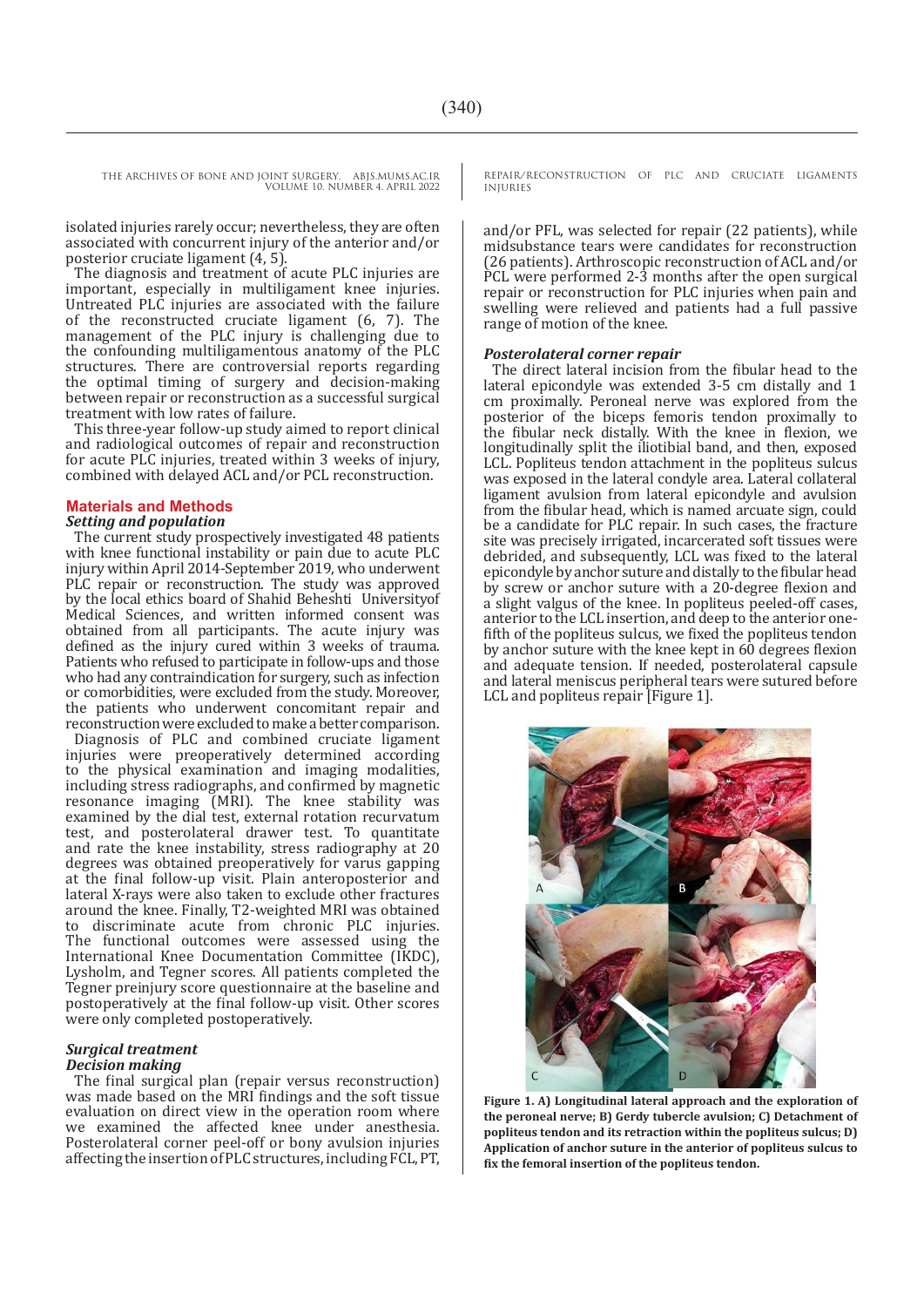isolated injuries rarely occur; nevertheless, they are often associated with concurrent injury of the anterior and/or posterior cruciate ligament (4, 5).

The diagnosis and treatment of acute PLC injuries are important, especially in multiligament knee injuries. Untreated PLC injuries are associated with the failure of the reconstructed cruciate ligament (6, 7). The management of the PLC injury is challenging due to the confounding multiligamentous anatomy of the PLC structures. There are controversial reports regarding the optimal timing of surgery and decision-making between repair or reconstruction as a successful surgical treatment with low rates of failure.

This three-year follow-up study aimed to report clinical and radiological outcomes of repair and reconstruction for acute PLC injuries, treated within 3 weeks of injury, combined with delayed ACL and/or PCL reconstruction.

## Materials and Methods

### *Setting and population*

The current study prospectively investigated 48 patients with knee functional instability or pain due to acute PLC injury within April 2014-September 2019, who underwent PLC repair or reconstruction. The study was approved by the local ethics board of Shahid Beheshti Universityof Medical Sciences, and written informed consent was obtained from all participants. The acute injury was defined as the injury cured within 3 weeks of trauma. Patients who refused to participate in follow-ups and those who had any contraindication for surgery, such as infection or comorbidities, were excluded from the study. Moreover, the patients who underwent concomitant repair and reconstruction were excluded to make a better comparison.

Diagnosis of PLC and combined cruciate ligament injuries were preoperatively determined according to the physical examination and imaging modalities, including stress radiographs, and confirmed by magnetic resonance imaging (MRI). The knee stability was examined by the dial test, external rotation recurvatum test, and posterolateral drawer test. To quantitate and rate the knee instability, stress radiography at 20 degrees was obtained preoperatively for varus gapping at the final follow-up visit. Plain anteroposterior and lateral X-rays were also taken to exclude other fractures around the knee. Finally, T2-weighted MRI was obtained to discriminate acute from chronic PLC injuries. The functional outcomes were assessed using the International Knee Documentation Committee (IKDC), Lysholm, and Tegner scores. All patients completed the Tegner preinjury score questionnaire at the baseline and postoperatively at the final follow-up visit. Other scores were only completed postoperatively.

### *Surgical treatment*

### *Decision making*

The final surgical plan (repair versus reconstruction) was made based on the MRI findings and the soft tissue evaluation on direct view in the operation room where we examined the affected knee under anesthesia. Posterolateral corner peel-off or bony avulsion injuries affecting the insertion of PLC structures, including FCL, PT, and/or PFL, was selected for repair (22 patients), while midsubstance tears were candidates for reconstruction (26 patients). Arthroscopic reconstruction of ACL and/or PCL were performed 2-3 months after the open surgical repair or reconstruction for PLC injuries when pain and swelling were relieved and patients had a full passive range of motion of the knee.

### *Posterolateral corner repair*

The direct lateral incision from the fibular head to the lateral epicondyle was extended 3-5 cm distally and 1 cm proximally. Peroneal nerve was explored from the posterior of the biceps femoris tendon proximally to the fibular neck distally. With the knee in flexion, we longitudinally split the iliotibial band, and then, exposed LCL. Popliteus tendon attachment in the popliteus sulcus was exposed in the lateral condyle area. Lateral collateral ligament avulsion from lateral epicondyle and avulsion from the fibular head, which is named arcuate sign, could be a candidate for PLC repair. In such cases, the fracture site was precisely irrigated, incarcerated soft tissues were debrided, and subsequently, LCL was fixed to the lateral epicondyle by anchor suture and distally to the fibular head by screw or anchor suture with a 20-degree flexion and a slight valgus of the knee. In popliteus peeled-off cases, anterior to the LCL insertion, and deep to the anterior one-fifth of the popliteus sulcus, we fixed the popliteus tendon by anchor suture with the knee kept in 60 degrees flexion and adequate tension. If needed, posterolateral capsule and lateral meniscus peripheral tears were sutured before LCL and popliteus repair [Figure 1].

**Figure 1. A) Longitudinal lateral approach and the exploration of the peroneal nerve; B) Gerdy tubercle avulsion; C) Detachment of popliteus tendon and its retraction within the popliteus sulcus; D) Application of anchor suture in the anterior of popliteus sulcus to fix the femoral insertion of the popliteus tendon.**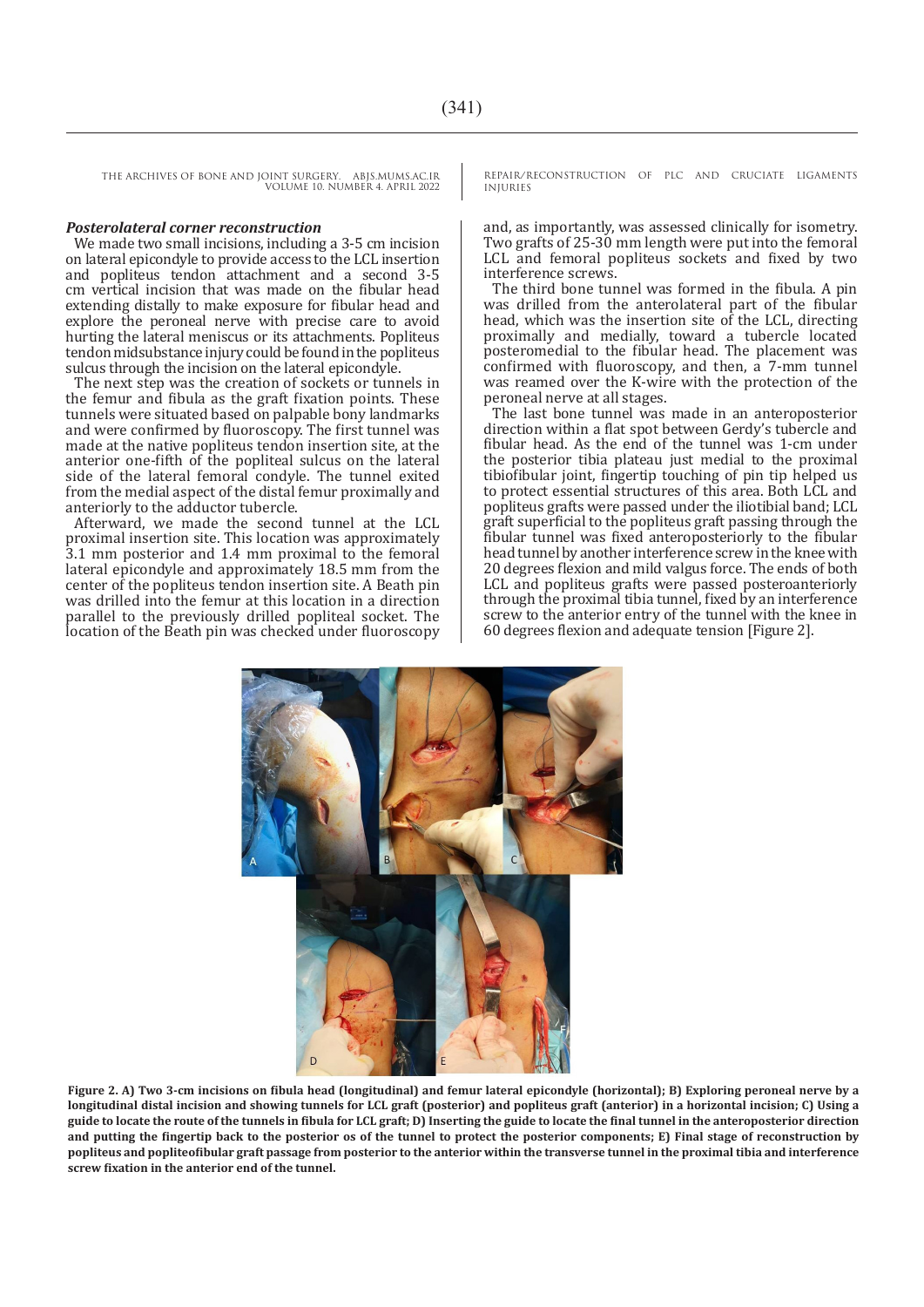### *Posterolateral corner reconstruction*

We made two small incisions, including a 3-5 cm incision on lateral epicondyle to provide access to the LCL insertion and popliteus tendon attachment and a second 3-5 cm vertical incision that was made on the fibular head extending distally to make exposure for fibular head and explore the peroneal nerve with precise care to avoid hurting the lateral meniscus or its attachments. Popliteus tendon midsubstance injury could be found in the popliteus sulcus through the incision on the lateral epicondyle.

The next step was the creation of sockets or tunnels in the femur and fibula as the graft fixation points. These tunnels were situated based on palpable bony landmarks and were confirmed by fluoroscopy. The first tunnel was made at the native popliteus tendon insertion site, at the anterior one-fifth of the popliteal sulcus on the lateral side of the lateral femoral condyle. The tunnel exited from the medial aspect of the distal femur proximally and anteriorly to the adductor tubercle.

Afterward, we made the second tunnel at the LCL proximal insertion site. This location was approximately 3.1 mm posterior and 1.4 mm proximal to the femoral lateral epicondyle and approximately 18.5 mm from the center of the popliteus tendon insertion site. A Beath pin was drilled into the femur at this location in a direction parallel to the previously drilled popliteal socket. The location of the Beath pin was checked under fluoroscopy and, as importantly, was assessed clinically for isometry. Two grafts of 25-30 mm length were put into the femoral LCL and femoral popliteus sockets and fixed by two interference screws.

The third bone tunnel was formed in the fibula. A pin was drilled from the anterolateral part of the fibular head, which was the insertion site of the LCL, directing proximally and medially, toward a tubercle located posteromedial to the fibular head. The placement was confirmed with fluoroscopy, and then, a 7-mm tunnel was reamed over the K-wire with the protection of the peroneal nerve at all stages.

The last bone tunnel was made in an anteroposterior direction within a flat spot between Gerdy's tubercle and fibular head. As the end of the tunnel was 1-cm under the posterior tibia plateau just medial to the proximal tibiofibular joint, fingertip touching of pin tip helped us to protect essential structures of this area. Both LCL and popliteus grafts were passed under the iliotibial band; LCL graft superficial to the popliteus graft passing through the fibular tunnel was fixed anteroposteriorly to the fibular head tunnel by another interference screw in the knee with 20 degrees flexion and mild valgus force. The ends of both LCL and popliteus grafts were passed posteroanteriorly through the proximal tibia tunnel, fixed by an interference screw to the anterior entry of the tunnel with the knee in 60 degrees flexion and adequate tension [Figure 2].

**Figure 2. A) Two 3-cm incisions on fibula head (longitudinal) and femur lateral epicondyle (horizontal); B) Exploring peroneal nerve by a longitudinal distal incision and showing tunnels for LCL graft (posterior) and popliteus graft (anterior) in a horizontal incision; C) Using a guide to locate the route of the tunnels in fibula for LCL graft; D) Inserting the guide to locate the final tunnel in the anteroposterior direction and putting the fingertip back to the posterior os of the tunnel to protect the posterior components; E) Final stage of reconstruction by popliteus and popliteofibular graft passage from posterior to the anterior within the transverse tunnel in the proximal tibia and interference screw fixation in the anterior end of the tunnel.**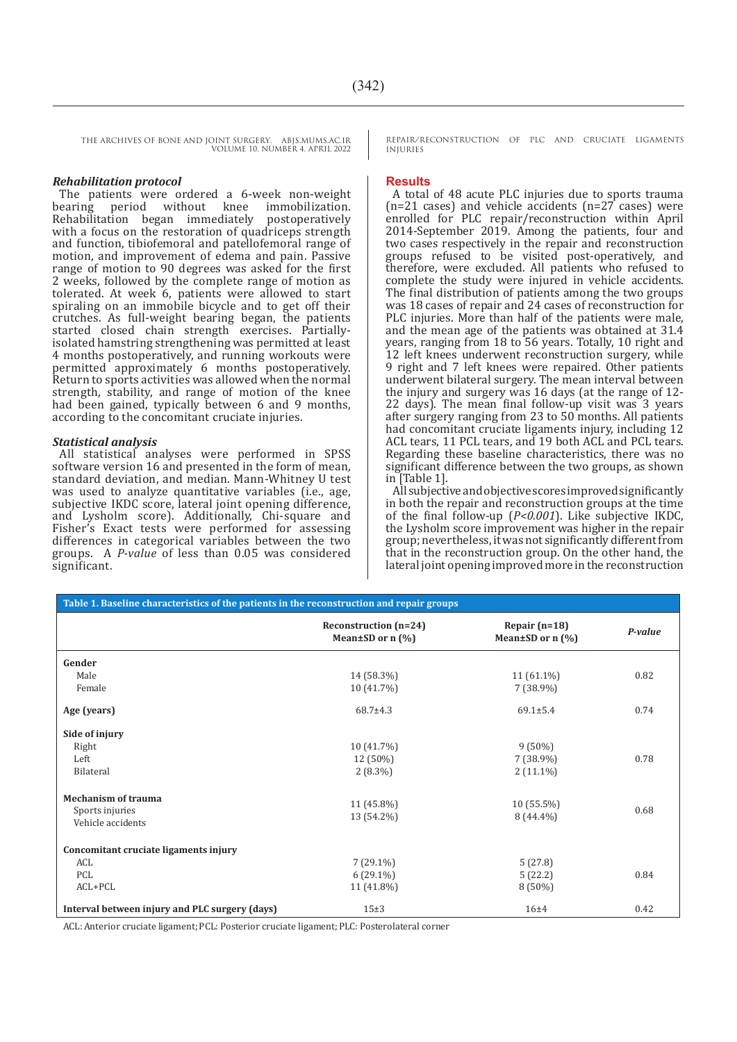### *Rehabilitation protocol*

The patients were ordered a 6-week non-weight bearing period without knee immobilization. Rehabilitation began immediately postoperatively with a focus on the restoration of quadriceps strength and function, tibiofemoral and patellofemoral range of motion, and improvement of edema and pain. Passive range of motion to 90 degrees was asked for the first 2 weeks, followed by the complete range of motion as tolerated. At week 6, patients were allowed to start spiraling on an immobile bicycle and to get off their crutches. As full-weight bearing began, the patients started closed chain strength exercises. Partially-isolated hamstring strengthening was permitted at least 4 months postoperatively, and running workouts were permitted approximately 6 months postoperatively. Return to sports activities was allowed when the normal strength, stability, and range of motion of the knee had been gained, typically between 6 and 9 months, according to the concomitant cruciate injuries.

### *Statistical analysis*

All statistical analyses were performed in SPSS software version 16 and presented in the form of mean, standard deviation, and median. Mann-Whitney U test was used to analyze quantitative variables (i.e., age, subjective IKDC score, lateral joint opening difference, and Lysholm score). Additionally, Chi-square and Fisher's Exact tests were performed for assessing differences in categorical variables between the two groups. A *P-value* of less than 0.05 was considered significant.

## Results

A total of 48 acute PLC injuries due to sports trauma (n=21 cases) and vehicle accidents (n=27 cases) were enrolled for PLC repair/reconstruction within April 2014-September 2019. Among the patients, four and two cases respectively in the repair and reconstruction groups refused to be visited post-operatively, and therefore, were excluded. All patients who refused to complete the study were injured in vehicle accidents. The final distribution of patients among the two groups was 18 cases of repair and 24 cases of reconstruction for PLC injuries. More than half of the patients were male, and the mean age of the patients was obtained at 31.4 years, ranging from 18 to 56 years. Totally, 10 right and 12 left knees underwent reconstruction surgery, while 9 right and 7 left knees were repaired. Other patients underwent bilateral surgery. The mean interval between the injury and surgery was 16 days (at the range of 12-22 days). The mean final follow-up visit was 3 years after surgery ranging from 23 to 50 months. All patients had concomitant cruciate ligaments injury, including 12 ACL tears, 11 PCL tears, and 19 both ACL and PCL tears. Regarding these baseline characteristics, there was no significant difference between the two groups, as shown in [Table 1].

All subjective and objective scores improved significantly in both the repair and reconstruction groups at the time of the final follow-up (*P<0.001*). Like subjective IKDC, the Lysholm score improvement was higher in the repair group; nevertheless, it was not significantly different from that in the reconstruction group. On the other hand, the lateral joint opening improved more in the reconstruction

**Table 1. Baseline characteristics of the patients in the reconstruction and repair groups**

| | Reconstruction (n=24) Mean±SD or n (%) | Repair (n=18) Mean±SD or n (%) | *P-value* |
|---|---|---|---|
| **Gender** | | | |
| Male | 14 (58.3%) | 11 (61.1%) | 0.82 |
| Female | 10 (41.7%) | 7 (38.9%) | |
| **Age (years)** | 68.7±4.3 | 69.1±5.4 | 0.74 |
| **Side of injury** | | | |
| Right | 10 (41.7%) | 9 (50%) | |
| Left | 12 (50%) | 7 (38.9%) | 0.78 |
| Bilateral | 2 (8.3%) | 2 (11.1%) | |
| **Mechanism of trauma** | | | |
| Sports injuries | 11 (45.8%) | 10 (55.5%) | 0.68 |
| Vehicle accidents | 13 (54.2%) | 8 (44.4%) | |
| **Concomitant cruciate ligaments injury** | | | |
| ACL | 7 (29.1%) | 5 (27.8) | |
| PCL | 6 (29.1%) | 5 (22.2) | 0.84 |
| ACL+PCL | 11 (41.8%) | 8 (50%) | |
| **Interval between injury and PLC surgery (days)** | 15±3 | 16±4 | 0.42 |

ACL: Anterior cruciate ligament; PCL: Posterior cruciate ligament; PLC: Posterolateral corner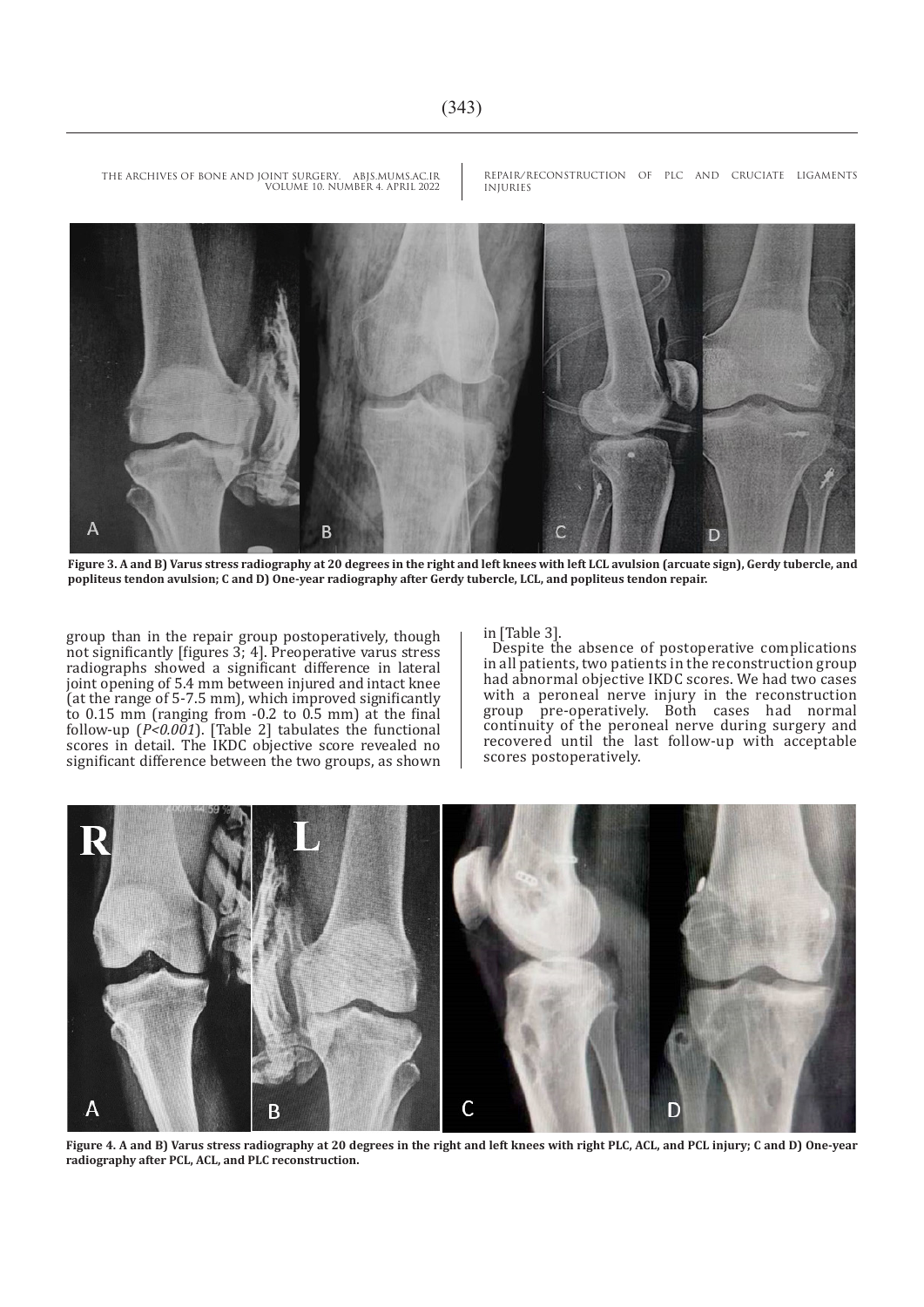**Figure 3. A and B) Varus stress radiography at 20 degrees in the right and left knees with left LCL avulsion (arcuate sign), Gerdy tubercle, and popliteus tendon avulsion; C and D) One-year radiography after Gerdy tubercle, LCL, and popliteus tendon repair.**

group than in the repair group postoperatively, though not significantly [figures 3; 4]. Preoperative varus stress radiographs showed a significant difference in lateral joint opening of 5.4 mm between injured and intact knee (at the range of 5-7.5 mm), which improved significantly to 0.15 mm (ranging from -0.2 to 0.5 mm) at the final follow-up (*P<0.001*). [Table 2] tabulates the functional scores in detail. The IKDC objective score revealed no significant difference between the two groups, as shown in [Table 3].

Despite the absence of postoperative complications in all patients, two patients in the reconstruction group had abnormal objective IKDC scores. We had two cases with a peroneal nerve injury in the reconstruction group pre-operatively. Both cases had normal continuity of the peroneal nerve during surgery and recovered until the last follow-up with acceptable scores postoperatively.

**Figure 4. A and B) Varus stress radiography at 20 degrees in the right and left knees with right PLC, ACL, and PCL injury; C and D) One-year radiography after PCL, ACL, and PLC reconstruction.**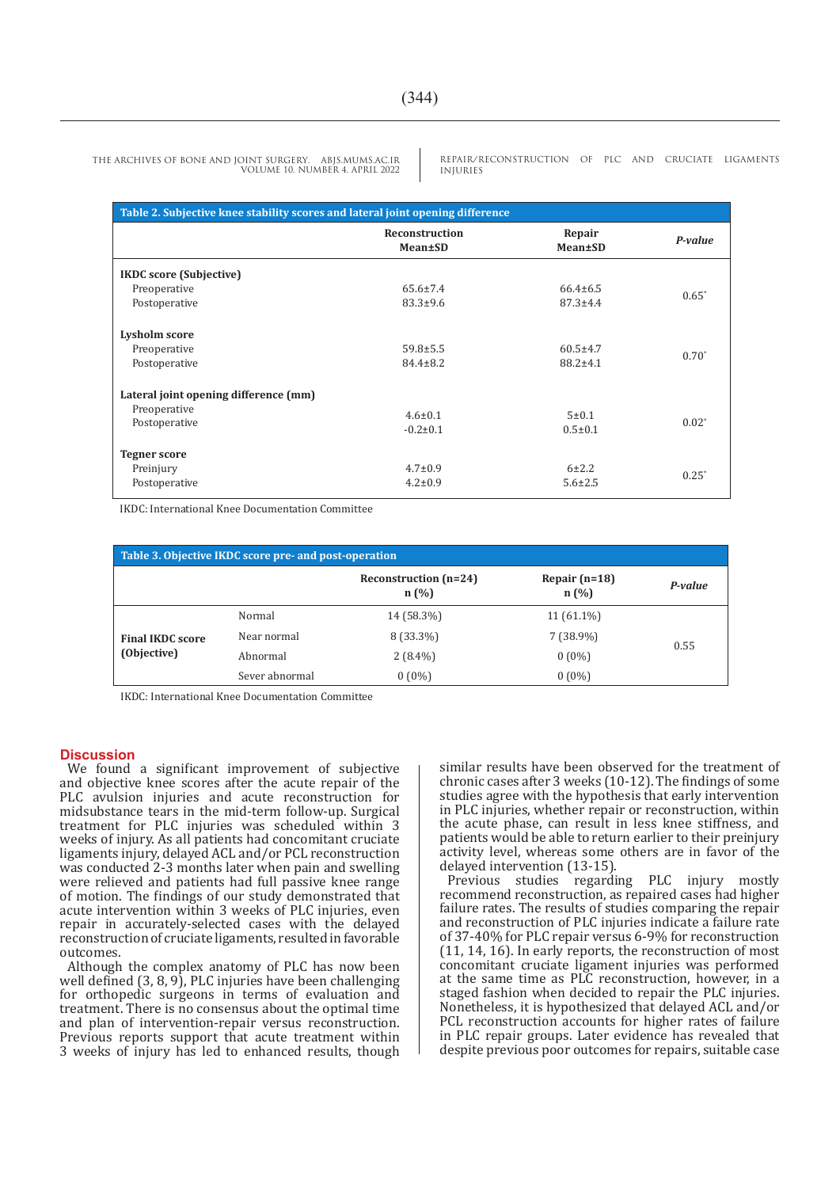**Table 2. Subjective knee stability scores and lateral joint opening difference**

| | Reconstruction Mean±SD | Repair Mean±SD | *P-value* |
|---|---|---|---|
| **IKDC score (Subjective)** | | | |
| Preoperative | 65.6±7.4 | 66.4±6.5 | 0.65* |
| Postoperative | 83.3±9.6 | 87.3±4.4 | |
| **Lysholm score** | | | |
| Preoperative | 59.8±5.5 | 60.5±4.7 | 0.70* |
| Postoperative | 84.4±8.2 | 88.2±4.1 | |
| **Lateral joint opening difference (mm)** | | | |
| Preoperative | 4.6±0.1 | 5±0.1 | 0.02* |
| Postoperative | -0.2±0.1 | 0.5±0.1 | |
| **Tegner score** | | | |
| Preinjury | 4.7±0.9 | 6±2.2 | 0.25* |
| Postoperative | 4.2±0.9 | 5.6±2.5 | |

IKDC: International Knee Documentation Committee

**Table 3. Objective IKDC score pre- and post-operation**

| | | Reconstruction (n=24) n (%) | Repair (n=18) n (%) | *P-value* |
|---|---|---|---|---|
| **Final IKDC score (Objective)** | Normal | 14 (58.3%) | 11 (61.1%) | 0.55 |
| | Near normal | 8 (33.3%) | 7 (38.9%) | |
| | Abnormal | 2 (8.4%) | 0 (0%) | |
| | Sever abnormal | 0 (0%) | 0 (0%) | |

IKDC: International Knee Documentation Committee

## Discussion

We found a significant improvement of subjective and objective knee scores after the acute repair of the PLC avulsion injuries and acute reconstruction for midsubstance tears in the mid-term follow-up. Surgical treatment for PLC injuries was scheduled within 3 weeks of injury. As all patients had concomitant cruciate ligaments injury, delayed ACL and/or PCL reconstruction was conducted 2-3 months later when pain and swelling were relieved and patients had full passive knee range of motion. The findings of our study demonstrated that acute intervention within 3 weeks of PLC injuries, even repair in accurately-selected cases with the delayed reconstruction of cruciate ligaments, resulted in favorable outcomes.

Although the complex anatomy of PLC has now been well defined (3, 8, 9), PLC injuries have been challenging for orthopedic surgeons in terms of evaluation and treatment. There is no consensus about the optimal time and plan of intervention-repair versus reconstruction. Previous reports support that acute treatment within 3 weeks of injury has led to enhanced results, though similar results have been observed for the treatment of chronic cases after 3 weeks (10-12). The findings of some studies agree with the hypothesis that early intervention in PLC injuries, whether repair or reconstruction, within the acute phase, can result in less knee stiffness, and patients would be able to return earlier to their preinjury activity level, whereas some others are in favor of the delayed intervention (13-15).

Previous studies regarding PLC injury mostly recommend reconstruction, as repaired cases had higher failure rates. The results of studies comparing the repair and reconstruction of PLC injuries indicate a failure rate of 37-40% for PLC repair versus 6-9% for reconstruction (11, 14, 16). In early reports, the reconstruction of most concomitant cruciate ligament injuries was performed at the same time as PLC reconstruction, however, in a staged fashion when decided to repair the PLC injuries. Nonetheless, it is hypothesized that delayed ACL and/or PCL reconstruction accounts for higher rates of failure in PLC repair groups. Later evidence has revealed that despite previous poor outcomes for repairs, suitable case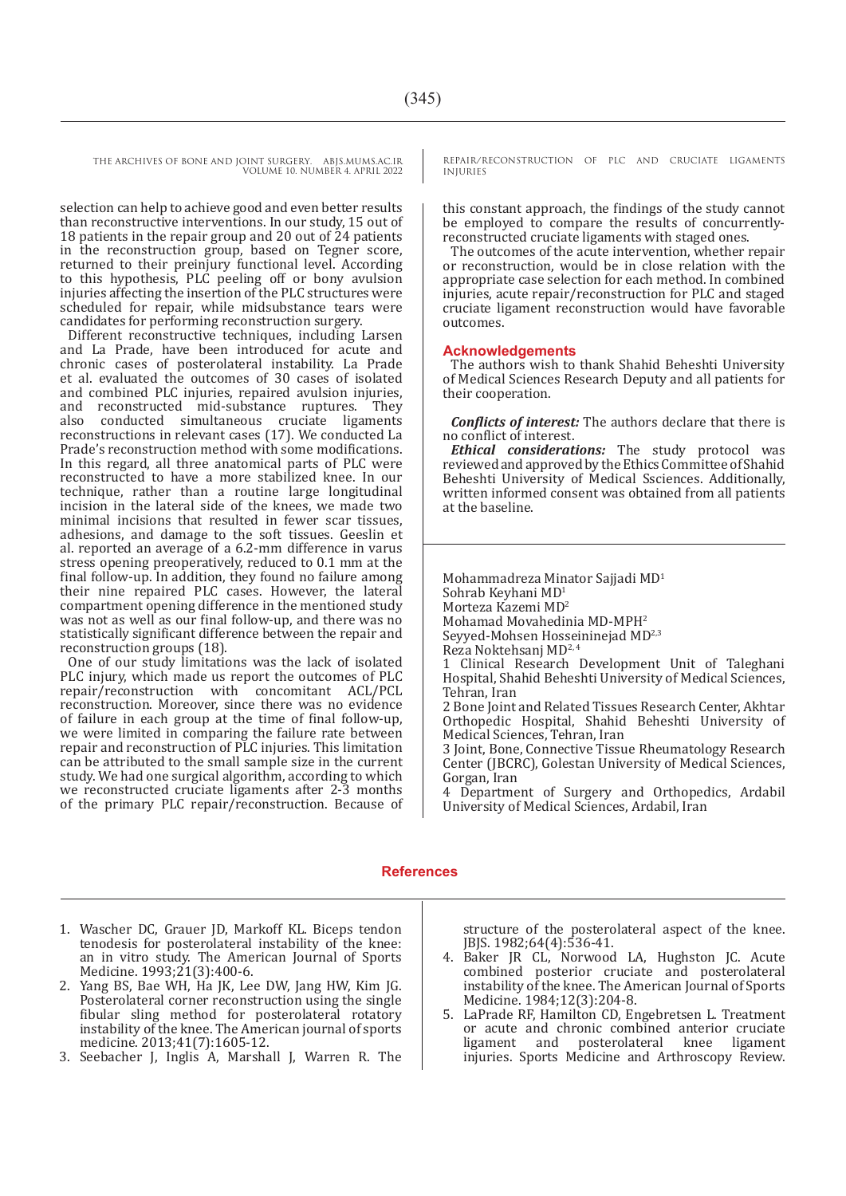selection can help to achieve good and even better results than reconstructive interventions. In our study, 15 out of 18 patients in the repair group and 20 out of 24 patients in the reconstruction group, based on Tegner score, returned to their preinjury functional level. According to this hypothesis, PLC peeling off or bony avulsion injuries affecting the insertion of the PLC structures were scheduled for repair, while midsubstance tears were candidates for performing reconstruction surgery.

Different reconstructive techniques, including Larsen and La Prade, have been introduced for acute and chronic cases of posterolateral instability. La Prade et al. evaluated the outcomes of 30 cases of isolated and combined PLC injuries, repaired avulsion injuries, and reconstructed mid-substance ruptures. They also conducted simultaneous cruciate ligaments reconstructions in relevant cases (17). We conducted La Prade's reconstruction method with some modifications. In this regard, all three anatomical parts of PLC were reconstructed to have a more stabilized knee. In our technique, rather than a routine large longitudinal incision in the lateral side of the knees, we made two minimal incisions that resulted in fewer scar tissues, adhesions, and damage to the soft tissues. Geeslin et al. reported an average of a 6.2-mm difference in varus stress opening preoperatively, reduced to 0.1 mm at the final follow-up. In addition, they found no failure among their nine repaired PLC cases. However, the lateral compartment opening difference in the mentioned study was not as well as our final follow-up, and there was no statistically significant difference between the repair and reconstruction groups (18).

One of our study limitations was the lack of isolated PLC injury, which made us report the outcomes of PLC repair/reconstruction with concomitant ACL/PCL reconstruction. Moreover, since there was no evidence of failure in each group at the time of final follow-up, we were limited in comparing the failure rate between repair and reconstruction of PLC injuries. This limitation can be attributed to the small sample size in the current study. We had one surgical algorithm, according to which we reconstructed cruciate ligaments after 2-3 months of the primary PLC repair/reconstruction. Because of this constant approach, the findings of the study cannot be employed to compare the results of concurrently-reconstructed cruciate ligaments with staged ones.

The outcomes of the acute intervention, whether repair or reconstruction, would be in close relation with the appropriate case selection for each method. In combined injuries, acute repair/reconstruction for PLC and staged cruciate ligament reconstruction would have favorable outcomes.

## Acknowledgements

The authors wish to thank Shahid Beheshti University of Medical Sciences Research Deputy and all patients for their cooperation.

***Conflicts of interest:*** The authors declare that there is no conflict of interest.

***Ethical considerations:*** The study protocol was reviewed and approved by the Ethics Committee of Shahid Beheshti University of Medical Ssciences. Additionally, written informed consent was obtained from all patients at the baseline.

Mohammadreza Minator Sajjadi MD[1]
Sohrab Keyhani MD[1]
Morteza Kazemi MD[2]
Mohamad Movahedinia MD-MPH[2]
Seyyed-Mohsen Hosseininejad MD[2,3]
Reza Noktehsanj MD[2,4]

1 Clinical Research Development Unit of Taleghani Hospital, Shahid Beheshti University of Medical Sciences, Tehran, Iran
2 Bone Joint and Related Tissues Research Center, Akhtar Orthopedic Hospital, Shahid Beheshti University of Medical Sciences, Tehran, Iran
3 Joint, Bone, Connective Tissue Rheumatology Research Center (JBCRC), Golestan University of Medical Sciences, Gorgan, Iran
4 Department of Surgery and Orthopedics, Ardabil University of Medical Sciences, Ardabil, Iran

## References

1. Wascher DC, Grauer JD, Markoff KL. Biceps tendon tenodesis for posterolateral instability of the knee: an in vitro study. The American Journal of Sports Medicine. 1993;21(3):400-6.
2. Yang BS, Bae WH, Ha JK, Lee DW, Jang HW, Kim JG. Posterolateral corner reconstruction using the single fibular sling method for posterolateral rotatory instability of the knee. The American journal of sports medicine. 2013;41(7):1605-12.
3. Seebacher J, Inglis A, Marshall J, Warren R. The structure of the posterolateral aspect of the knee. JBJS. 1982;64(4):536-41.
4. Baker JR CL, Norwood LA, Hughston JC. Acute combined posterior cruciate and posterolateral instability of the knee. The American Journal of Sports Medicine. 1984;12(3):204-8.
5. LaPrade RF, Hamilton CD, Engebretsen L. Treatment or acute and chronic combined anterior cruciate ligament and posterolateral knee ligament injuries. Sports Medicine and Arthroscopy Review.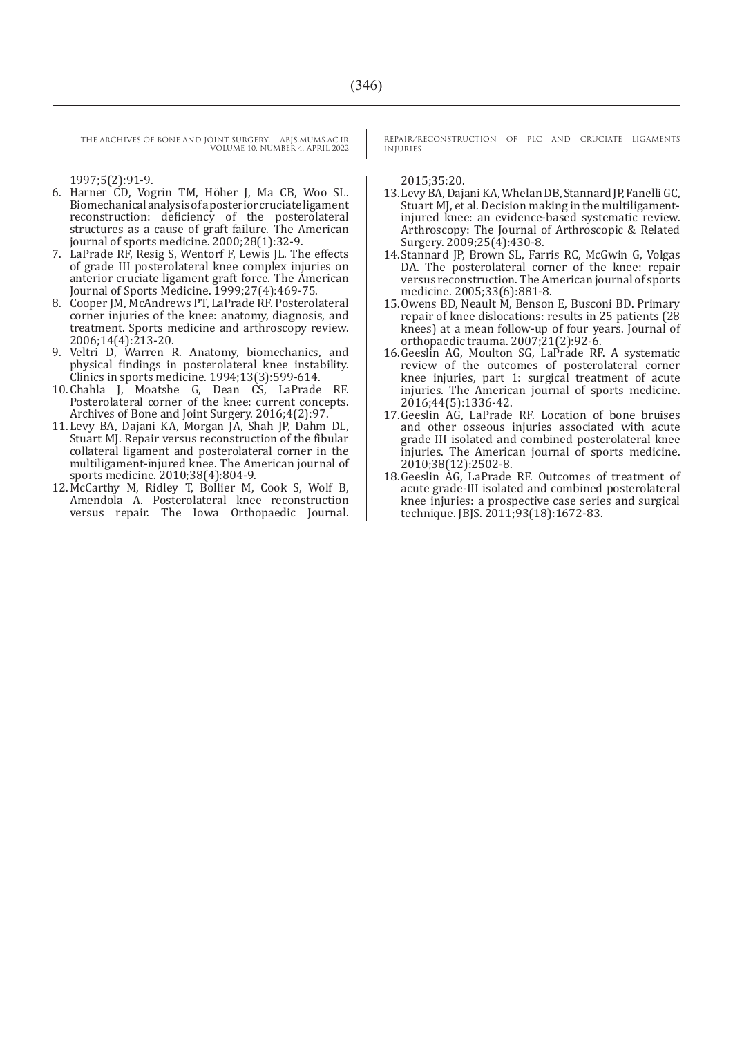1997;5(2):91-9.

6. Harner CD, Vogrin TM, Höher J, Ma CB, Woo SL. Biomechanical analysis of a posterior cruciate ligament reconstruction: deficiency of the posterolateral structures as a cause of graft failure. The American journal of sports medicine. 2000;28(1):32-9.
7. LaPrade RF, Resig S, Wentorf F, Lewis JL. The effects of grade III posterolateral knee complex injuries on anterior cruciate ligament graft force. The American Journal of Sports Medicine. 1999;27(4):469-75.
8. Cooper JM, McAndrews PT, LaPrade RF. Posterolateral corner injuries of the knee: anatomy, diagnosis, and treatment. Sports medicine and arthroscopy review. 2006;14(4):213-20.
9. Veltri D, Warren R. Anatomy, biomechanics, and physical findings in posterolateral knee instability. Clinics in sports medicine. 1994;13(3):599-614.
10. Chahla J, Moatshe G, Dean CS, LaPrade RF. Posterolateral corner of the knee: current concepts. Archives of Bone and Joint Surgery. 2016;4(2):97.
11. Levy BA, Dajani KA, Morgan JA, Shah JP, Dahm DL, Stuart MJ. Repair versus reconstruction of the fibular collateral ligament and posterolateral corner in the multiligament-injured knee. The American journal of sports medicine. 2010;38(4):804-9.
12. McCarthy M, Ridley T, Bollier M, Cook S, Wolf B, Amendola A. Posterolateral knee reconstruction versus repair. The Iowa Orthopaedic Journal. 2015;35:20.
13. Levy BA, Dajani KA, Whelan DB, Stannard JP, Fanelli GC, Stuart MJ, et al. Decision making in the multiligament-injured knee: an evidence-based systematic review. Arthroscopy: The Journal of Arthroscopic & Related Surgery. 2009;25(4):430-8.
14. Stannard JP, Brown SL, Farris RC, McGwin G, Volgas DA. The posterolateral corner of the knee: repair versus reconstruction. The American journal of sports medicine. 2005;33(6):881-8.
15. Owens BD, Neault M, Benson E, Busconi BD. Primary repair of knee dislocations: results in 25 patients (28 knees) at a mean follow-up of four years. Journal of orthopaedic trauma. 2007;21(2):92-6.
16. Geeslin AG, Moulton SG, LaPrade RF. A systematic review of the outcomes of posterolateral corner knee injuries, part 1: surgical treatment of acute injuries. The American journal of sports medicine. 2016;44(5):1336-42.
17. Geeslin AG, LaPrade RF. Location of bone bruises and other osseous injuries associated with acute grade III isolated and combined posterolateral knee injuries. The American journal of sports medicine. 2010;38(12):2502-8.
18. Geeslin AG, LaPrade RF. Outcomes of treatment of acute grade-III isolated and combined posterolateral knee injuries: a prospective case series and surgical technique. JBJS. 2011;93(18):1672-83.